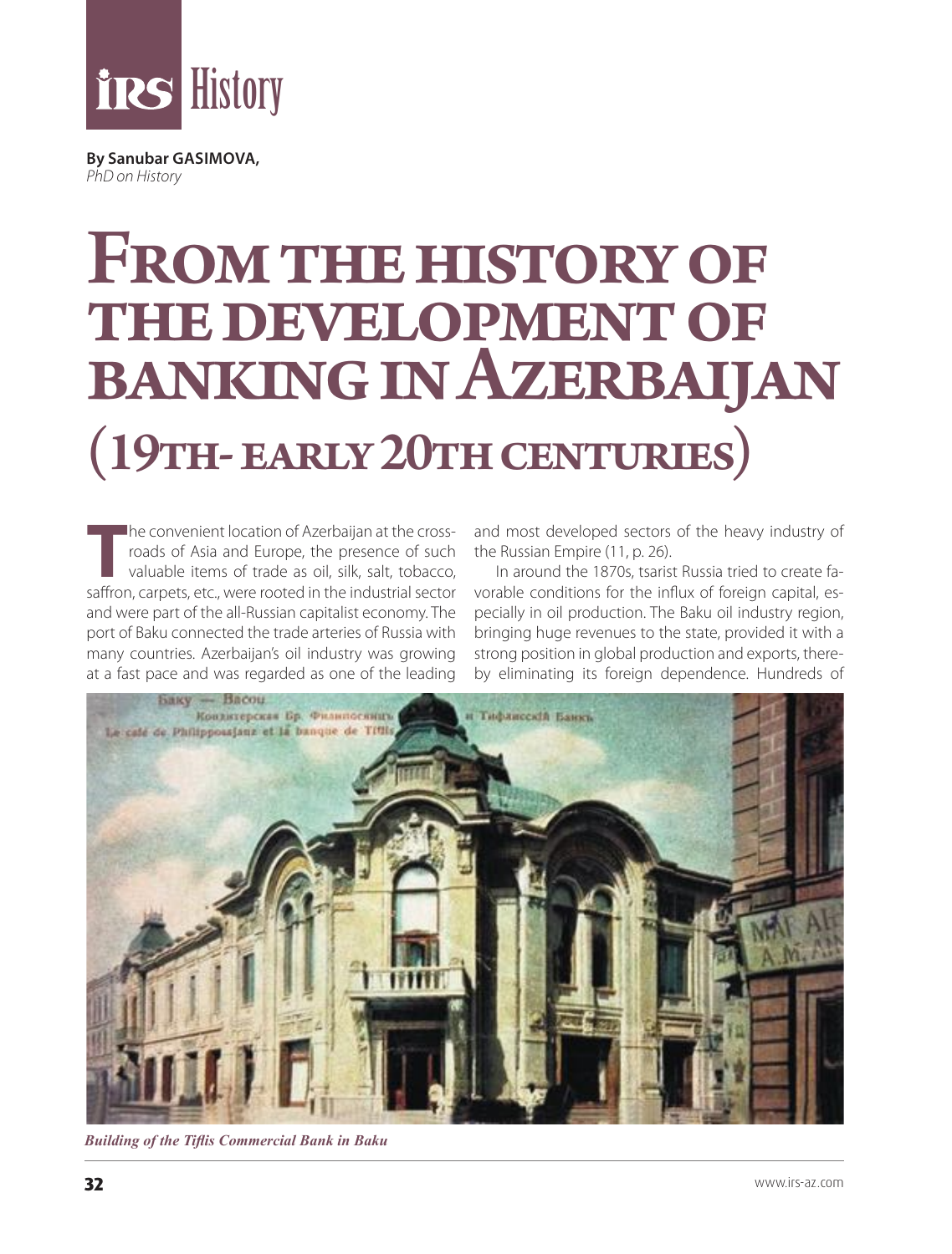By Sanubar GASIMOVA,
*PhD on History*

# From the history of the development of banking in Azerbaijan (19th- early 20th centuries)

The convenient location of Azerbaijan at the crossroads of Asia and Europe, the presence of such valuable items of trade as oil, silk, salt, tobacco, saffron, carpets, etc., were rooted in the industrial sector and were part of the all-Russian capitalist economy. The port of Baku connected the trade arteries of Russia with many countries. Azerbaijan's oil industry was growing at a fast pace and was regarded as one of the leading and most developed sectors of the heavy industry of the Russian Empire (11, p. 26).

In around the 1870s, tsarist Russia tried to create favorable conditions for the influx of foreign capital, especially in oil production. The Baku oil industry region, bringing huge revenues to the state, provided it with a strong position in global production and exports, thereby eliminating its foreign dependence. Hundreds of

*Building of the Tiflis Commercial Bank in Baku*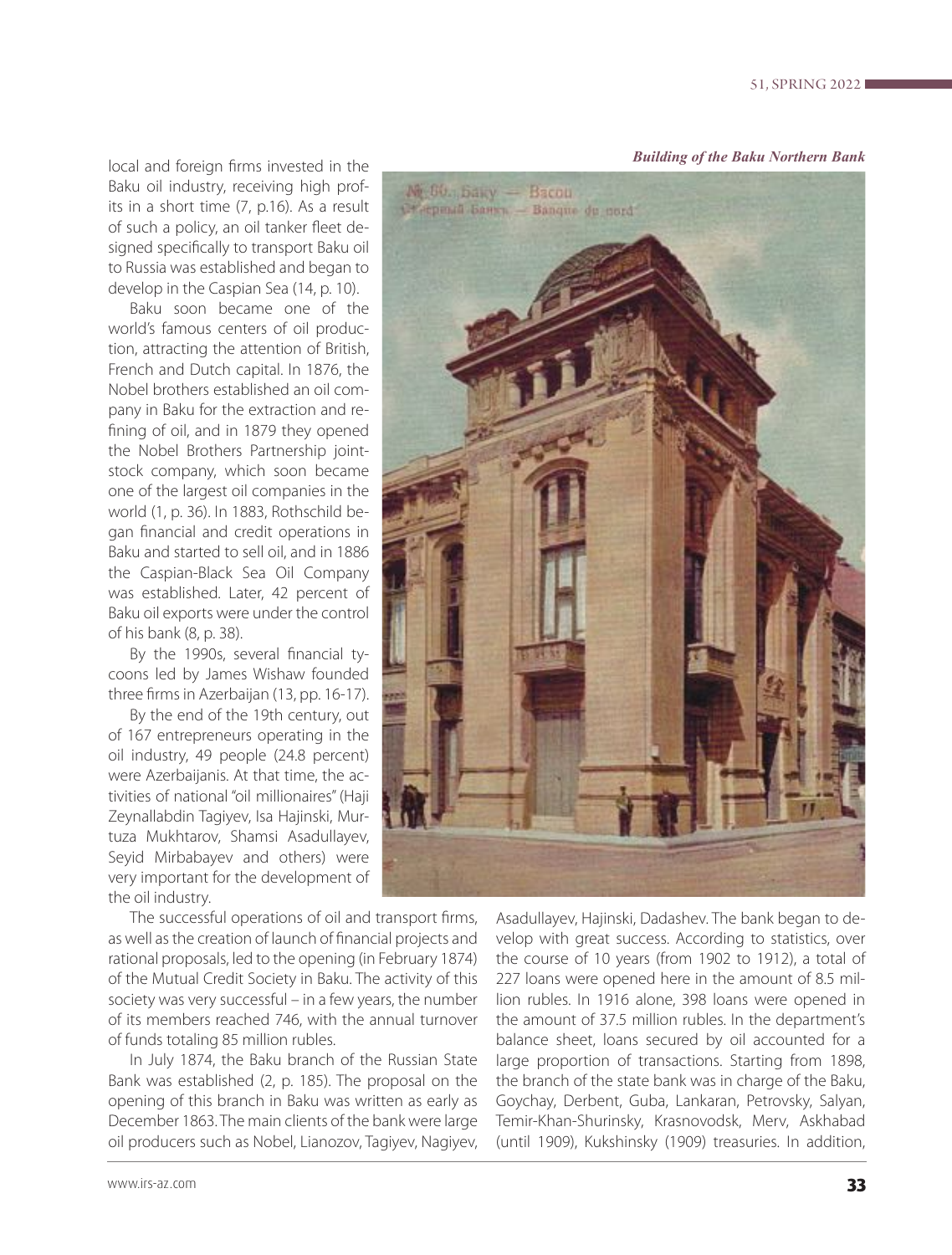local and foreign firms invested in the Baku oil industry, receiving high profits in a short time (7, p.16). As a result of such a policy, an oil tanker fleet designed specifically to transport Baku oil to Russia was established and began to develop in the Caspian Sea (14, p. 10).

Baku soon became one of the world's famous centers of oil production, attracting the attention of British, French and Dutch capital. In 1876, the Nobel brothers established an oil company in Baku for the extraction and refining of oil, and in 1879 they opened the Nobel Brothers Partnership joint-stock company, which soon became one of the largest oil companies in the world (1, p. 36). In 1883, Rothschild began financial and credit operations in Baku and started to sell oil, and in 1886 the Caspian-Black Sea Oil Company was established. Later, 42 percent of Baku oil exports were under the control of his bank (8, p. 38).

By the 1990s, several financial tycoons led by James Wishaw founded three firms in Azerbaijan (13, pp. 16-17).

By the end of the 19th century, out of 167 entrepreneurs operating in the oil industry, 49 people (24.8 percent) were Azerbaijanis. At that time, the activities of national "oil millionaires" (Haji Zeynallabdin Tagiyev, Isa Hajinski, Murtuza Mukhtarov, Shamsi Asadullayev, Seyid Mirbabayev and others) were very important for the development of the oil industry.

*Building of the Baku Northern Bank*

The successful operations of oil and transport firms, as well as the creation of launch of financial projects and rational proposals, led to the opening (in February 1874) of the Mutual Credit Society in Baku. The activity of this society was very successful – in a few years, the number of its members reached 746, with the annual turnover of funds totaling 85 million rubles.

In July 1874, the Baku branch of the Russian State Bank was established (2, p. 185). The proposal on the opening of this branch in Baku was written as early as December 1863. The main clients of the bank were large oil producers such as Nobel, Lianozov, Tagiyev, Nagiyev, Asadullayev, Hajinski, Dadashev. The bank began to develop with great success. According to statistics, over the course of 10 years (from 1902 to 1912), a total of 227 loans were opened here in the amount of 8.5 million rubles. In 1916 alone, 398 loans were opened in the amount of 37.5 million rubles. In the department's balance sheet, loans secured by oil accounted for a large proportion of transactions. Starting from 1898, the branch of the state bank was in charge of the Baku, Goychay, Derbent, Guba, Lankaran, Petrovsky, Salyan, Temir-Khan-Shurinsky, Krasnovodsk, Merv, Askhabad (until 1909), Kukshinsky (1909) treasuries. In addition,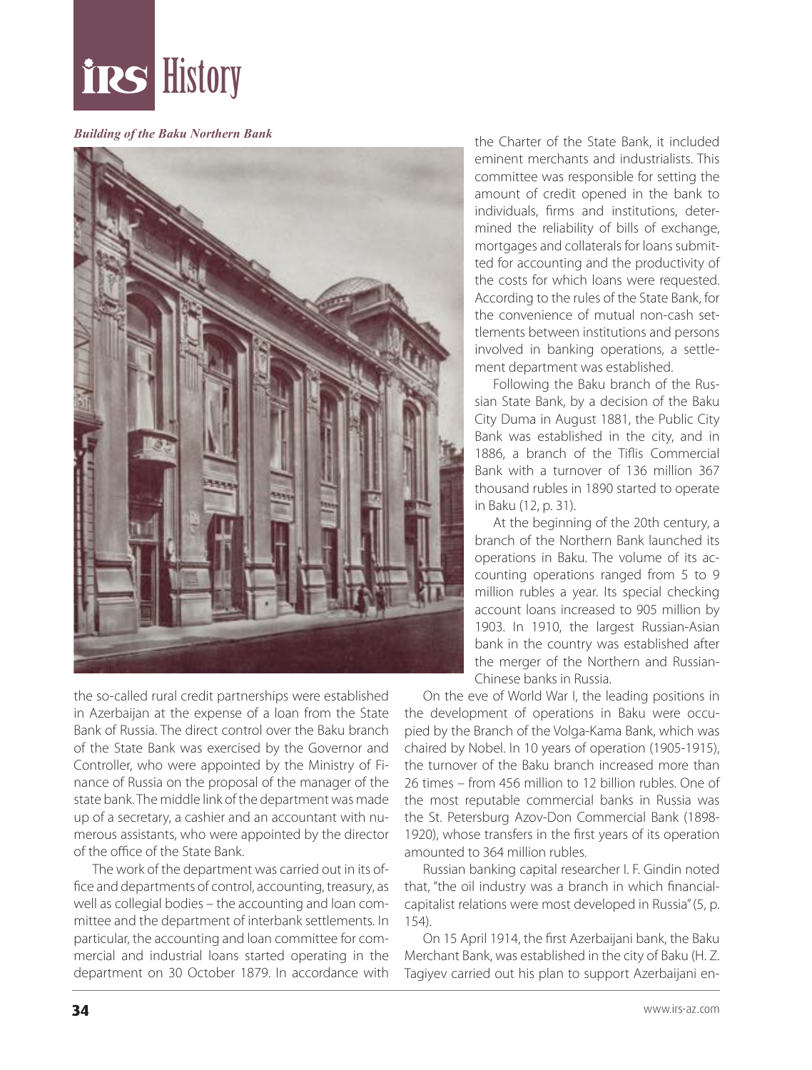*Building of the Baku Northern Bank*

the so-called rural credit partnerships were established in Azerbaijan at the expense of a loan from the State Bank of Russia. The direct control over the Baku branch of the State Bank was exercised by the Governor and Controller, who were appointed by the Ministry of Finance of Russia on the proposal of the manager of the state bank. The middle link of the department was made up of a secretary, a cashier and an accountant with numerous assistants, who were appointed by the director of the office of the State Bank.

The work of the department was carried out in its office and departments of control, accounting, treasury, as well as collegial bodies – the accounting and loan committee and the department of interbank settlements. In particular, the accounting and loan committee for commercial and industrial loans started operating in the department on 30 October 1879. In accordance with the Charter of the State Bank, it included eminent merchants and industrialists. This committee was responsible for setting the amount of credit opened in the bank to individuals, firms and institutions, determined the reliability of bills of exchange, mortgages and collaterals for loans submitted for accounting and the productivity of the costs for which loans were requested. According to the rules of the State Bank, for the convenience of mutual non-cash settlements between institutions and persons involved in banking operations, a settlement department was established.

Following the Baku branch of the Russian State Bank, by a decision of the Baku City Duma in August 1881, the Public City Bank was established in the city, and in 1886, a branch of the Tiflis Commercial Bank with a turnover of 136 million 367 thousand rubles in 1890 started to operate in Baku (12, p. 31).

At the beginning of the 20th century, a branch of the Northern Bank launched its operations in Baku. The volume of its accounting operations ranged from 5 to 9 million rubles a year. Its special checking account loans increased to 905 million by 1903. In 1910, the largest Russian-Asian bank in the country was established after the merger of the Northern and Russian-Chinese banks in Russia.

On the eve of World War I, the leading positions in the development of operations in Baku were occupied by the Branch of the Volga-Kama Bank, which was chaired by Nobel. In 10 years of operation (1905-1915), the turnover of the Baku branch increased more than 26 times – from 456 million to 12 billion rubles. One of the most reputable commercial banks in Russia was the St. Petersburg Azov-Don Commercial Bank (1898-1920), whose transfers in the first years of its operation amounted to 364 million rubles.

Russian banking capital researcher I. F. Gindin noted that, "the oil industry was a branch in which financial-capitalist relations were most developed in Russia" (5, p. 154).

On 15 April 1914, the first Azerbaijani bank, the Baku Merchant Bank, was established in the city of Baku (H. Z. Tagiyev carried out his plan to support Azerbaijani en-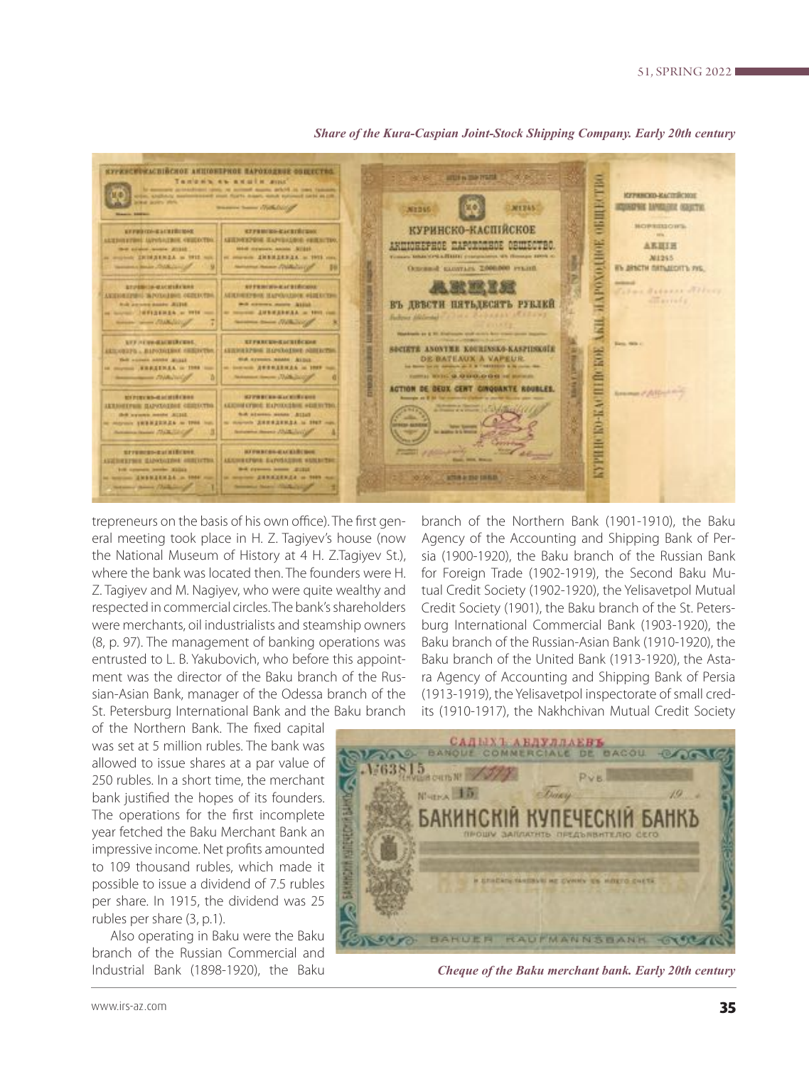*Share of the Kura-Caspian Joint-Stock Shipping Company. Early 20th century*

trepreneurs on the basis of his own office). The first general meeting took place in H. Z. Tagiyev's house (now the National Museum of History at 4 H. Z.Tagiyev St.), where the bank was located then. The founders were H. Z. Tagiyev and M. Nagiyev, who were quite wealthy and respected in commercial circles. The bank's shareholders were merchants, oil industrialists and steamship owners (8, p. 97). The management of banking operations was entrusted to L. B. Yakubovich, who before this appointment was the director of the Baku branch of the Russian-Asian Bank, manager of the Odessa branch of the St. Petersburg International Bank and the Baku branch of the Northern Bank. The fixed capital was set at 5 million rubles. The bank was allowed to issue shares at a par value of 250 rubles. In a short time, the merchant bank justified the hopes of its founders. The operations for the first incomplete year fetched the Baku Merchant Bank an impressive income. Net profits amounted to 109 thousand rubles, which made it possible to issue a dividend of 7.5 rubles per share. In 1915, the dividend was 25 rubles per share (3, p.1).

Also operating in Baku were the Baku branch of the Russian Commercial and Industrial Bank (1898-1920), the Baku branch of the Northern Bank (1901-1910), the Baku Agency of the Accounting and Shipping Bank of Persia (1900-1920), the Baku branch of the Russian Bank for Foreign Trade (1902-1919), the Second Baku Mutual Credit Society (1902-1920), the Yelisavetpol Mutual Credit Society (1901), the Baku branch of the St. Petersburg International Commercial Bank (1903-1920), the Baku branch of the Russian-Asian Bank (1910-1920), the Baku branch of the United Bank (1913-1920), the Astara Agency of Accounting and Shipping Bank of Persia (1913-1919), the Yelisavetpol inspectorate of small credits (1910-1917), the Nakhchivan Mutual Credit Society

*Cheque of the Baku merchant bank. Early 20th century*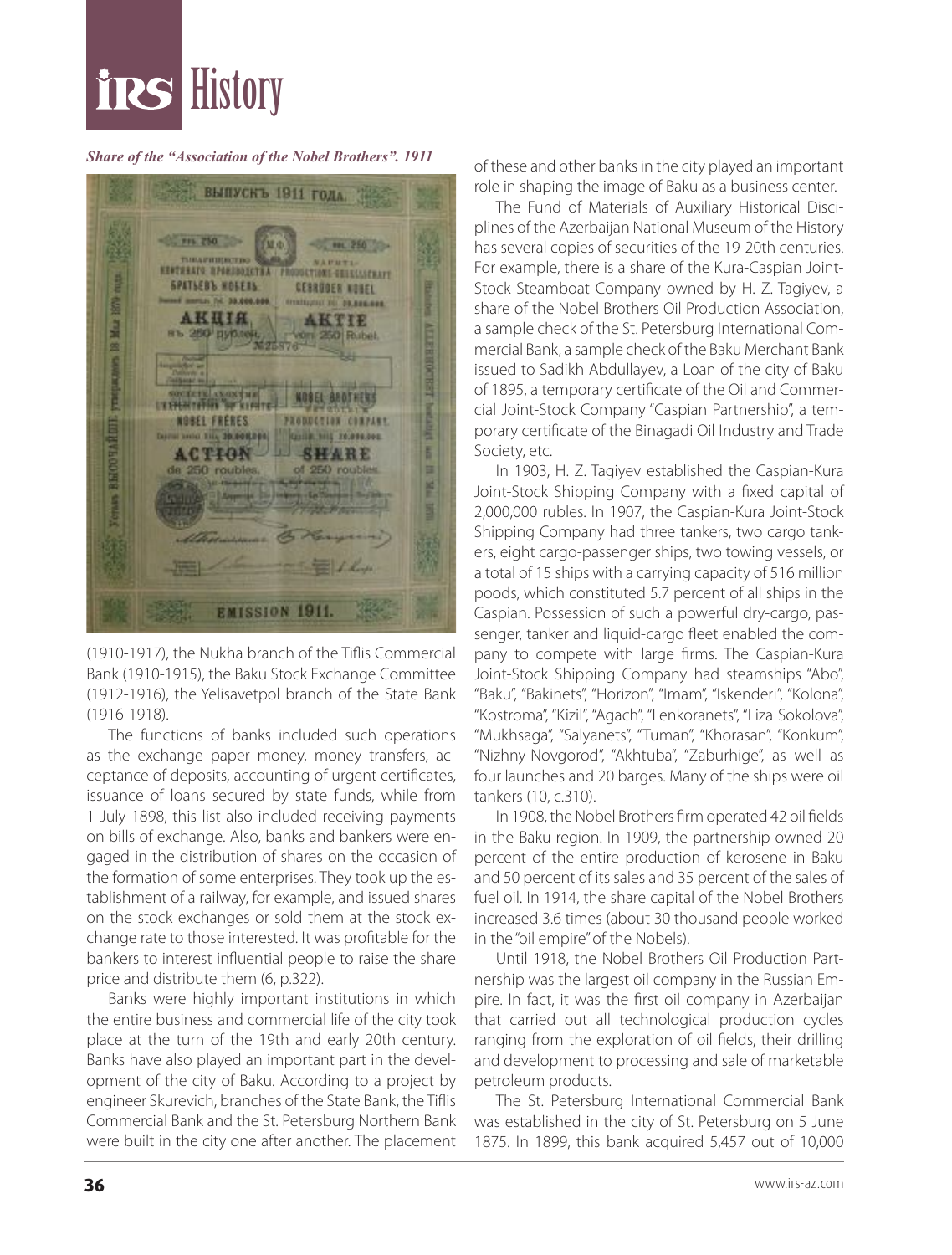*Share of the "Association of the Nobel Brothers". 1911*

(1910-1917), the Nukha branch of the Tiflis Commercial Bank (1910-1915), the Baku Stock Exchange Committee (1912-1916), the Yelisavetpol branch of the State Bank (1916-1918).

The functions of banks included such operations as the exchange paper money, money transfers, acceptance of deposits, accounting of urgent certificates, issuance of loans secured by state funds, while from 1 July 1898, this list also included receiving payments on bills of exchange. Also, banks and bankers were engaged in the distribution of shares on the occasion of the formation of some enterprises. They took up the establishment of a railway, for example, and issued shares on the stock exchanges or sold them at the stock exchange rate to those interested. It was profitable for the bankers to interest influential people to raise the share price and distribute them (6, p.322).

Banks were highly important institutions in which the entire business and commercial life of the city took place at the turn of the 19th and early 20th century. Banks have also played an important part in the development of the city of Baku. According to a project by engineer Skurevich, branches of the State Bank, the Tiflis Commercial Bank and the St. Petersburg Northern Bank were built in the city one after another. The placement of these and other banks in the city played an important role in shaping the image of Baku as a business center.

The Fund of Materials of Auxiliary Historical Disciplines of the Azerbaijan National Museum of the History has several copies of securities of the 19-20th centuries. For example, there is a share of the Kura-Caspian Joint-Stock Steamboat Company owned by H. Z. Tagiyev, a share of the Nobel Brothers Oil Production Association, a sample check of the St. Petersburg International Commercial Bank, a sample check of the Baku Merchant Bank issued to Sadikh Abdullayev, a Loan of the city of Baku of 1895, a temporary certificate of the Oil and Commercial Joint-Stock Company "Caspian Partnership", a temporary certificate of the Binagadi Oil Industry and Trade Society, etc.

In 1903, H. Z. Tagiyev established the Caspian-Kura Joint-Stock Shipping Company with a fixed capital of 2,000,000 rubles. In 1907, the Caspian-Kura Joint-Stock Shipping Company had three tankers, two cargo tankers, eight cargo-passenger ships, two towing vessels, or a total of 15 ships with a carrying capacity of 516 million poods, which constituted 5.7 percent of all ships in the Caspian. Possession of such a powerful dry-cargo, passenger, tanker and liquid-cargo fleet enabled the company to compete with large firms. The Caspian-Kura Joint-Stock Shipping Company had steamships "Abo", "Baku", "Bakinets", "Horizon", "Imam", "Iskenderi", "Kolona", "Kostroma", "Kizil", "Agach", "Lenkoranets", "Liza Sokolova", "Mukhsaga", "Salyanets", "Tuman", "Khorasan", "Konkum", "Nizhny-Novgorod", "Akhtuba", "Zaburhige", as well as four launches and 20 barges. Many of the ships were oil tankers (10, c.310).

In 1908, the Nobel Brothers firm operated 42 oil fields in the Baku region. In 1909, the partnership owned 20 percent of the entire production of kerosene in Baku and 50 percent of its sales and 35 percent of the sales of fuel oil. In 1914, the share capital of the Nobel Brothers increased 3.6 times (about 30 thousand people worked in the "oil empire" of the Nobels).

Until 1918, the Nobel Brothers Oil Production Partnership was the largest oil company in the Russian Empire. In fact, it was the first oil company in Azerbaijan that carried out all technological production cycles ranging from the exploration of oil fields, their drilling and development to processing and sale of marketable petroleum products.

The St. Petersburg International Commercial Bank was established in the city of St. Petersburg on 5 June 1875. In 1899, this bank acquired 5,457 out of 10,000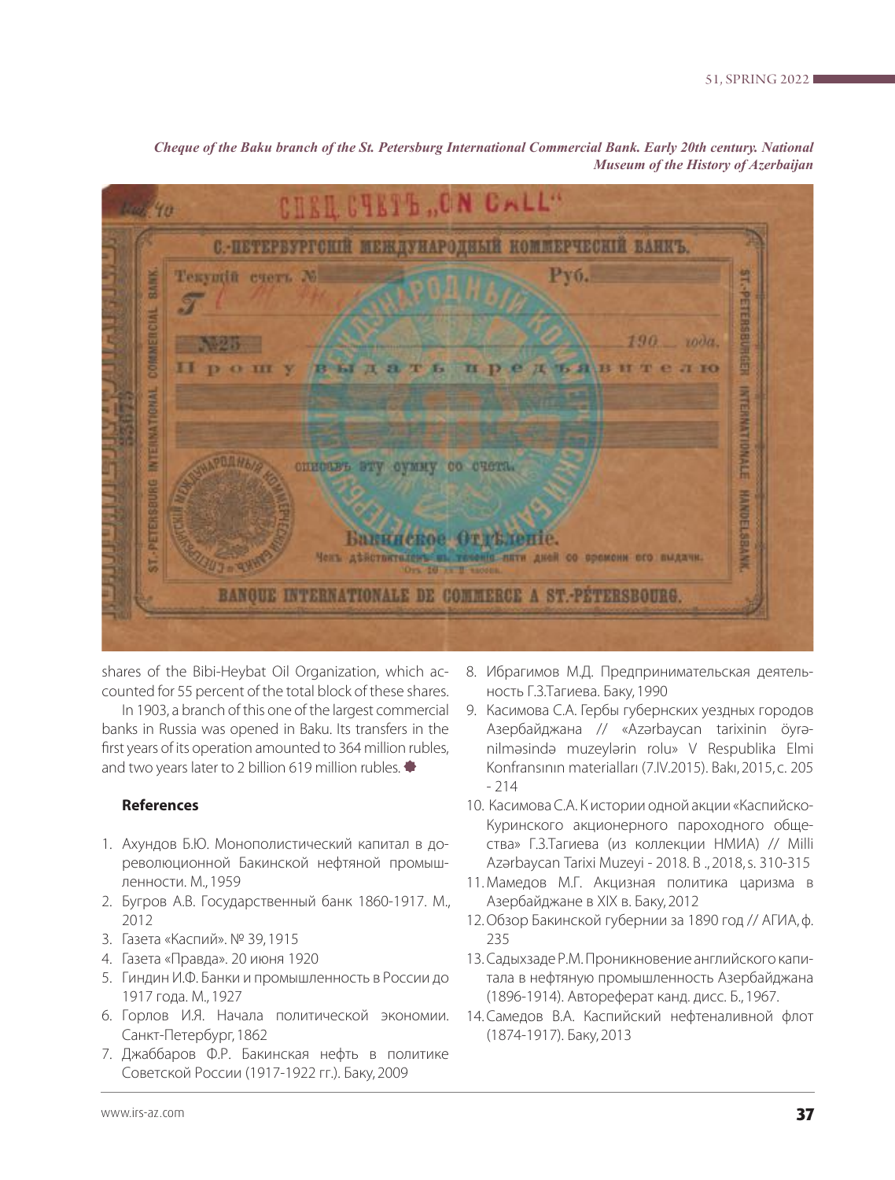*Cheque of the Baku branch of the St. Petersburg International Commercial Bank. Early 20th century. National Museum of the History of Azerbaijan*

shares of the Bibi-Heybat Oil Organization, which accounted for 55 percent of the total block of these shares.

In 1903, a branch of this one of the largest commercial banks in Russia was opened in Baku. Its transfers in the first years of its operation amounted to 364 million rubles, and two years later to 2 billion 619 million rubles.

### References

1. Ахундов Б.Ю. Монополистический капитал в дореволюционной Бакинской нефтяной промышленности. М., 1959
2. Бугров А.В. Государственный банк 1860-1917. М., 2012
3. Газета «Каспий». № 39, 1915
4. Газета «Правда». 20 июня 1920
5. Гиндин И.Ф. Банки и промышленность в России до 1917 года. М., 1927
6. Горлов И.Я. Начала политической экономии. Санкт-Петербург, 1862
7. Джаббаров Ф.Р. Бакинская нефть в политике Советской России (1917-1922 гг.). Баку, 2009
8. Ибрагимов М.Д. Предпринимательская деятельность Г.З.Тагиева. Баку, 1990
9. Касимова С.А. Гербы губернских уездных городов Азербайджана // «Azərbaycan tarixinin öyrənilməsində muzeylərin rolu» V Respublika Elmi Konfransının materialları (7.IV.2015). Bakı, 2015, с. 205 - 214
10. Касимова С.А. К истории одной акции «Каспийско-Куринского акционерного пароходного общества» Г.З.Тагиева (из коллекции НМИА) // Milli Azərbaycan Tarixi Muzeyi - 2018. B ., 2018, s. 310-315
11. Мамедов М.Г. Акцизная политика царизма в Азербайджане в XIX в. Баку, 2012
12. Обзор Бакинской губернии за 1890 год // АГИА, ф. 235
13. Садыхзаде Р.М. Проникновение английского капитала в нефтяную промышленность Азербайджана (1896-1914). Автореферат канд. дисс. Б., 1967.
14. Самедов В.А. Каспийский нефтеналивной флот (1874-1917). Баку, 2013